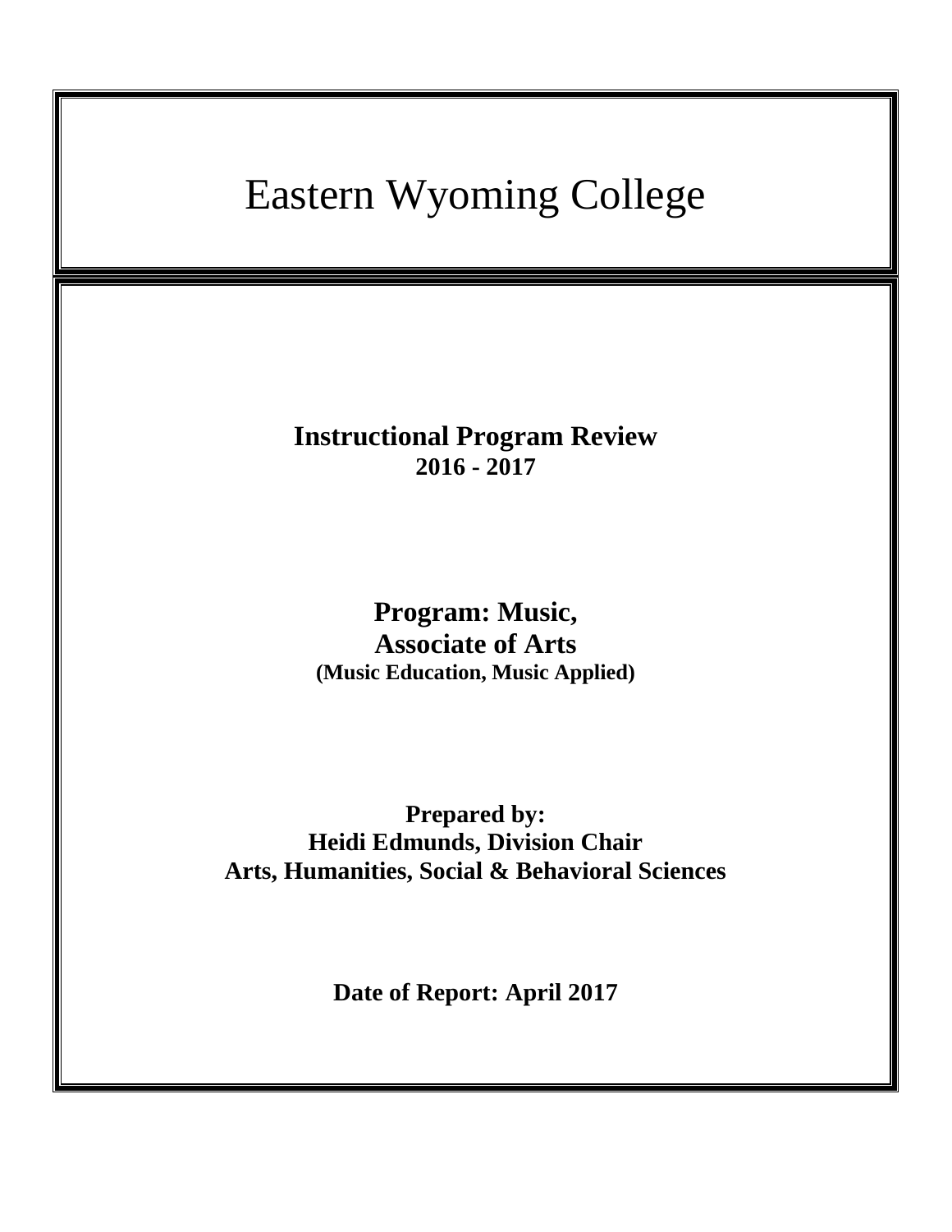# Eastern Wyoming College

## Instructional Program Review
**2016 - 2017**

## Program: Music, Associate of Arts
**(Music Education, Music Applied)**

**Prepared by:**
**Heidi Edmunds, Division Chair**
**Arts, Humanities, Social & Behavioral Sciences**

**Date of Report: April 2017**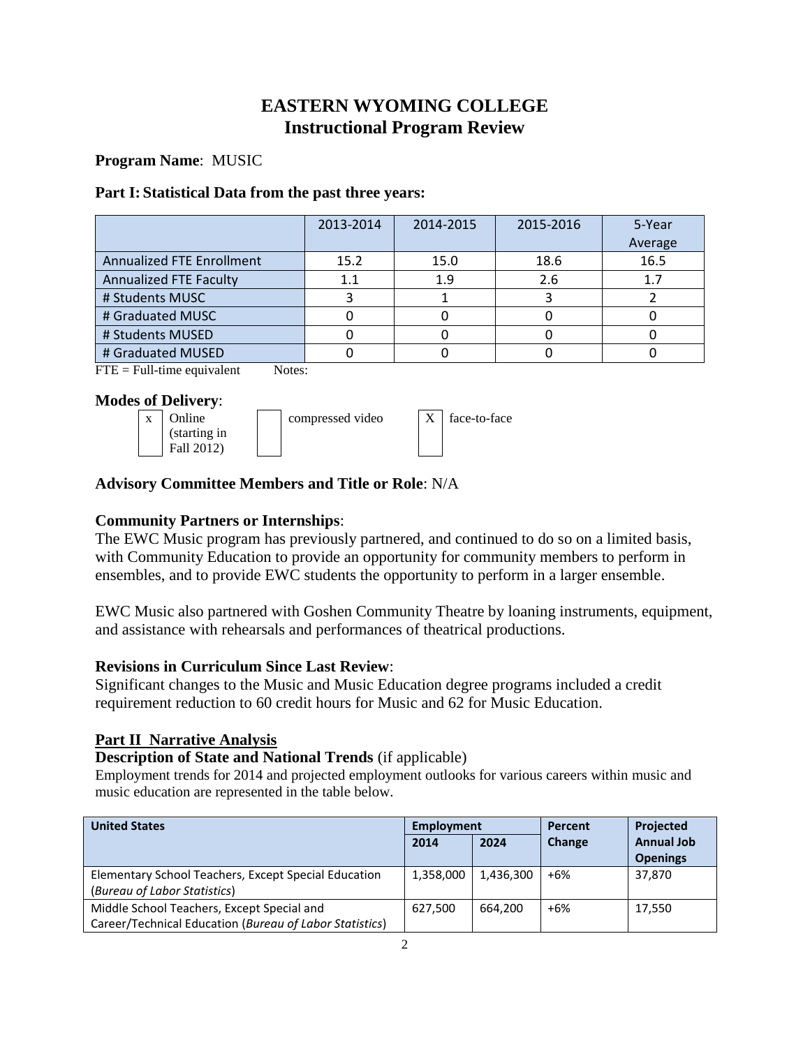# EASTERN WYOMING COLLEGE
# Instructional Program Review

**Program Name**: MUSIC

**Part I: Statistical Data from the past three years:**

| | 2013-2014 | 2014-2015 | 2015-2016 | 5-Year Average |
|---|---|---|---|---|
| Annualized FTE Enrollment | 15.2 | 15.0 | 18.6 | 16.5 |
| Annualized FTE Faculty | 1.1 | 1.9 | 2.6 | 1.7 |
| # Students MUSC | 3 | 1 | 3 | 2 |
| # Graduated MUSC | 0 | 0 | 0 | 0 |
| # Students MUSED | 0 | 0 | 0 | 0 |
| # Graduated MUSED | 0 | 0 | 0 | 0 |

FTE = Full-time equivalent Notes:

**Modes of Delivery**:

- [x] Online (starting in Fall 2012)
- [ ] compressed video
- [X] face-to-face

**Advisory Committee Members and Title or Role**: N/A

**Community Partners or Internships**:

The EWC Music program has previously partnered, and continued to do so on a limited basis, with Community Education to provide an opportunity for community members to perform in ensembles, and to provide EWC students the opportunity to perform in a larger ensemble.

EWC Music also partnered with Goshen Community Theatre by loaning instruments, equipment, and assistance with rehearsals and performances of theatrical productions.

**Revisions in Curriculum Since Last Review**:

Significant changes to the Music and Music Education degree programs included a credit requirement reduction to 60 credit hours for Music and 62 for Music Education.

## Part II Narrative Analysis

**Description of State and National Trends** (if applicable)

Employment trends for 2014 and projected employment outlooks for various careers within music and music education are represented in the table below.

| United States | Employment | | Percent Change | Projected Annual Job Openings |
|---|---|---|---|---|
| | 2014 | 2024 | | |
| Elementary School Teachers, Except Special Education (*Bureau of Labor Statistics*) | 1,358,000 | 1,436,300 | +6% | 37,870 |
| Middle School Teachers, Except Special and Career/Technical Education (*Bureau of Labor Statistics*) | 627,500 | 664,200 | +6% | 17,550 |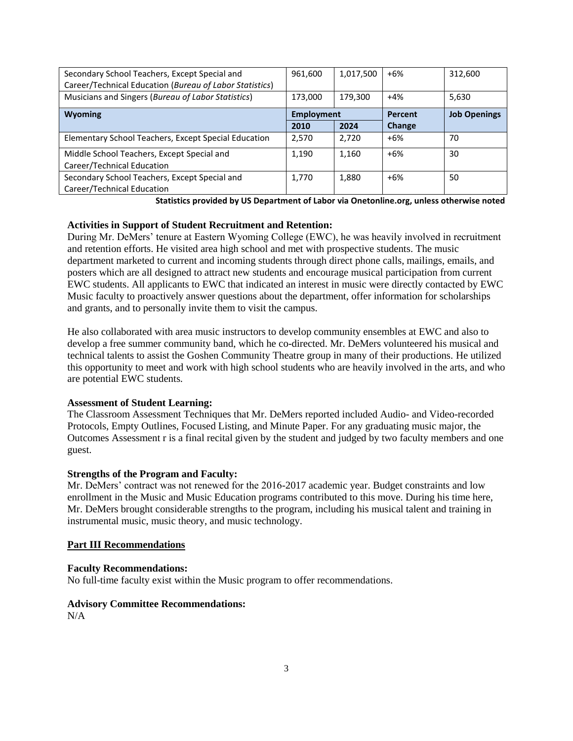| | | | | |
|---|---|---|---|---|
| Secondary School Teachers, Except Special and Career/Technical Education (*Bureau of Labor Statistics*) | 961,600 | 1,017,500 | +6% | 312,600 |
| Musicians and Singers (*Bureau of Labor Statistics*) | 173,000 | 179,300 | +4% | 5,630 |
| **Wyoming** | **Employment** | | **Percent Change** | **Job Openings** |
| | **2010** | **2024** | | |
| Elementary School Teachers, Except Special Education | 2,570 | 2,720 | +6% | 70 |
| Middle School Teachers, Except Special and Career/Technical Education | 1,190 | 1,160 | +6% | 30 |
| Secondary School Teachers, Except Special and Career/Technical Education | 1,770 | 1,880 | +6% | 50 |

**Statistics provided by US Department of Labor via Onetonline.org, unless otherwise noted**

**Activities in Support of Student Recruitment and Retention:**

During Mr. DeMers' tenure at Eastern Wyoming College (EWC), he was heavily involved in recruitment and retention efforts. He visited area high school and met with prospective students. The music department marketed to current and incoming students through direct phone calls, mailings, emails, and posters which are all designed to attract new students and encourage musical participation from current EWC students. All applicants to EWC that indicated an interest in music were directly contacted by EWC Music faculty to proactively answer questions about the department, offer information for scholarships and grants, and to personally invite them to visit the campus.

He also collaborated with area music instructors to develop community ensembles at EWC and also to develop a free summer community band, which he co-directed. Mr. DeMers volunteered his musical and technical talents to assist the Goshen Community Theatre group in many of their productions. He utilized this opportunity to meet and work with high school students who are heavily involved in the arts, and who are potential EWC students.

**Assessment of Student Learning:**

The Classroom Assessment Techniques that Mr. DeMers reported included Audio- and Video-recorded Protocols, Empty Outlines, Focused Listing, and Minute Paper. For any graduating music major, the Outcomes Assessment r is a final recital given by the student and judged by two faculty members and one guest.

**Strengths of the Program and Faculty:**

Mr. DeMers' contract was not renewed for the 2016-2017 academic year. Budget constraints and low enrollment in the Music and Music Education programs contributed to this move. During his time here, Mr. DeMers brought considerable strengths to the program, including his musical talent and training in instrumental music, music theory, and music technology.

## Part III Recommendations

**Faculty Recommendations:**

No full-time faculty exist within the Music program to offer recommendations.

**Advisory Committee Recommendations:**

N/A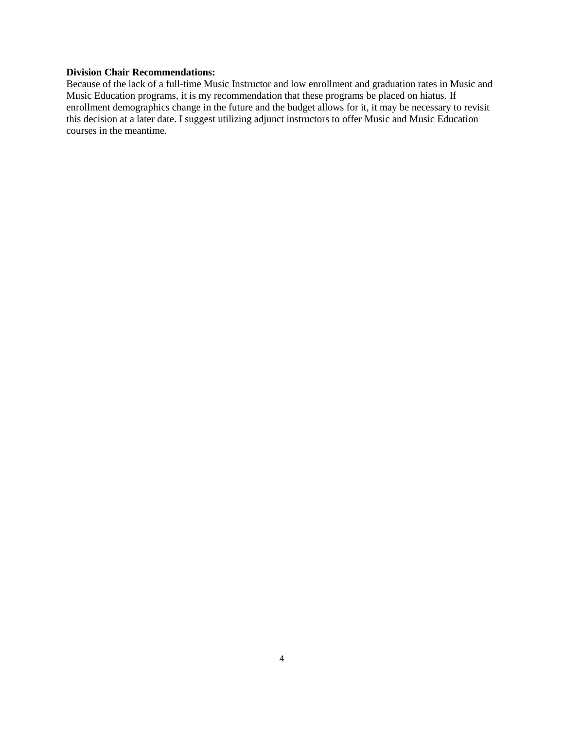**Division Chair Recommendations:**

Because of the lack of a full-time Music Instructor and low enrollment and graduation rates in Music and Music Education programs, it is my recommendation that these programs be placed on hiatus. If enrollment demographics change in the future and the budget allows for it, it may be necessary to revisit this decision at a later date. I suggest utilizing adjunct instructors to offer Music and Music Education courses in the meantime.